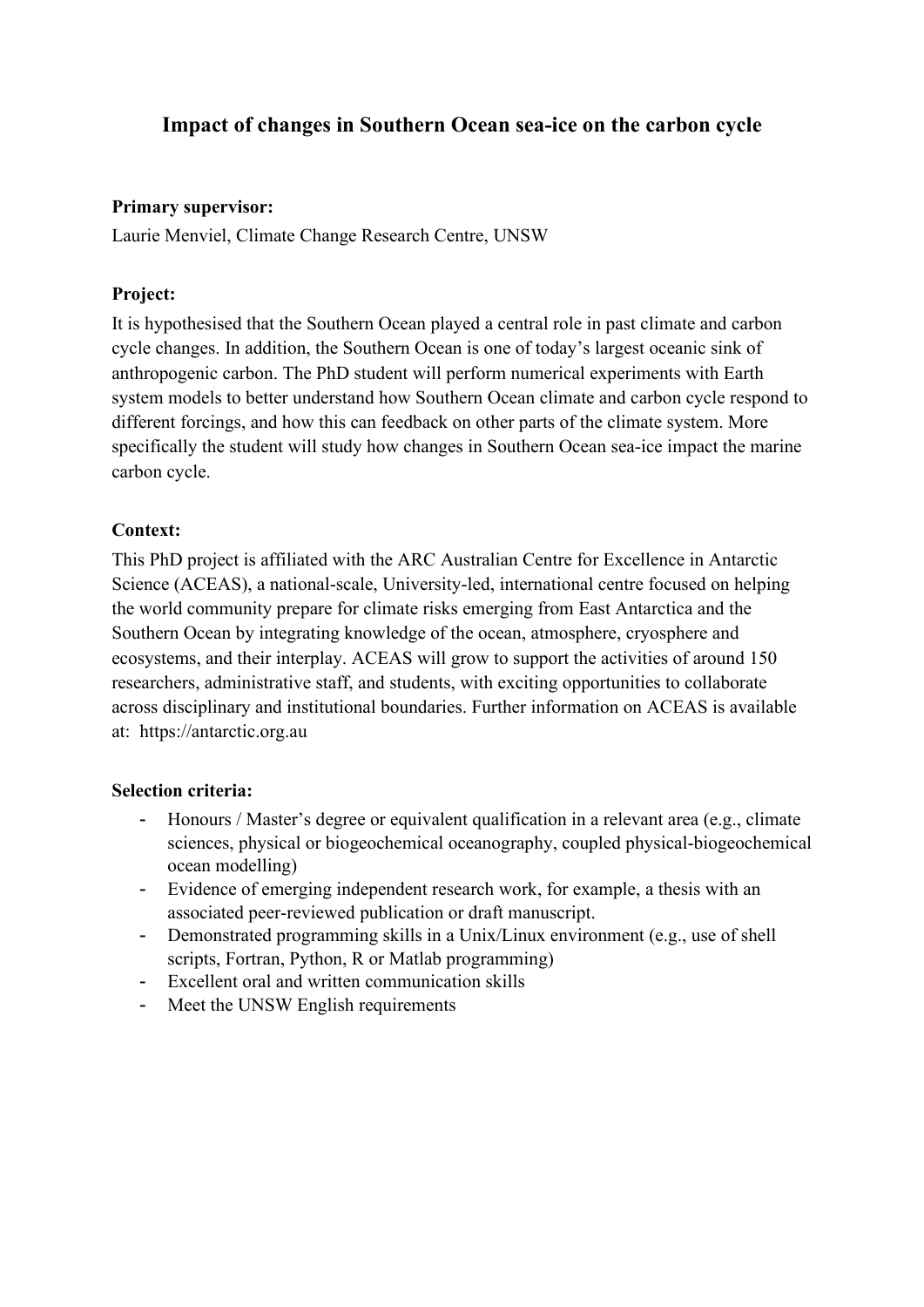# Impact of changes in Southern Ocean sea-ice on the carbon cycle

**Primary supervisor:**

Laurie Menviel, Climate Change Research Centre, UNSW

**Project:**

It is hypothesised that the Southern Ocean played a central role in past climate and carbon cycle changes. In addition, the Southern Ocean is one of today's largest oceanic sink of anthropogenic carbon. The PhD student will perform numerical experiments with Earth system models to better understand how Southern Ocean climate and carbon cycle respond to different forcings, and how this can feedback on other parts of the climate system. More specifically the student will study how changes in Southern Ocean sea-ice impact the marine carbon cycle.

**Context:**

This PhD project is affiliated with the ARC Australian Centre for Excellence in Antarctic Science (ACEAS), a national-scale, University-led, international centre focused on helping the world community prepare for climate risks emerging from East Antarctica and the Southern Ocean by integrating knowledge of the ocean, atmosphere, cryosphere and ecosystems, and their interplay. ACEAS will grow to support the activities of around 150 researchers, administrative staff, and students, with exciting opportunities to collaborate across disciplinary and institutional boundaries. Further information on ACEAS is available at: https://antarctic.org.au

**Selection criteria:**

- Honours / Master's degree or equivalent qualification in a relevant area (e.g., climate sciences, physical or biogeochemical oceanography, coupled physical-biogeochemical ocean modelling)
- Evidence of emerging independent research work, for example, a thesis with an associated peer-reviewed publication or draft manuscript.
- Demonstrated programming skills in a Unix/Linux environment (e.g., use of shell scripts, Fortran, Python, R or Matlab programming)
- Excellent oral and written communication skills
- Meet the UNSW English requirements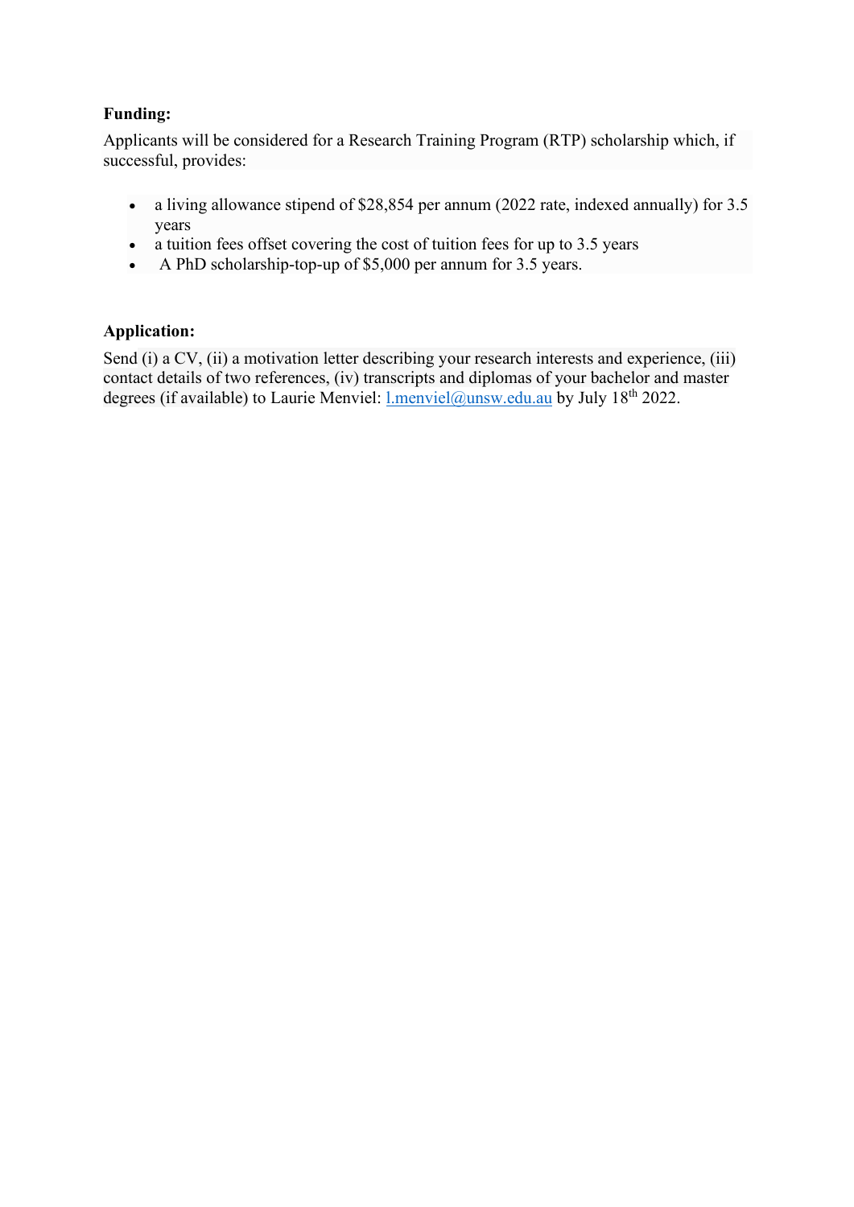**Funding:**

Applicants will be considered for a Research Training Program (RTP) scholarship which, if successful, provides:

- a living allowance stipend of $28,854 per annum (2022 rate, indexed annually) for 3.5 years
- a tuition fees offset covering the cost of tuition fees for up to 3.5 years
- A PhD scholarship-top-up of $5,000 per annum for 3.5 years.

**Application:**

Send (i) a CV, (ii) a motivation letter describing your research interests and experience, (iii) contact details of two references, (iv) transcripts and diplomas of your bachelor and master degrees (if available) to Laurie Menviel: l.menviel@unsw.edu.au by July 18th 2022.